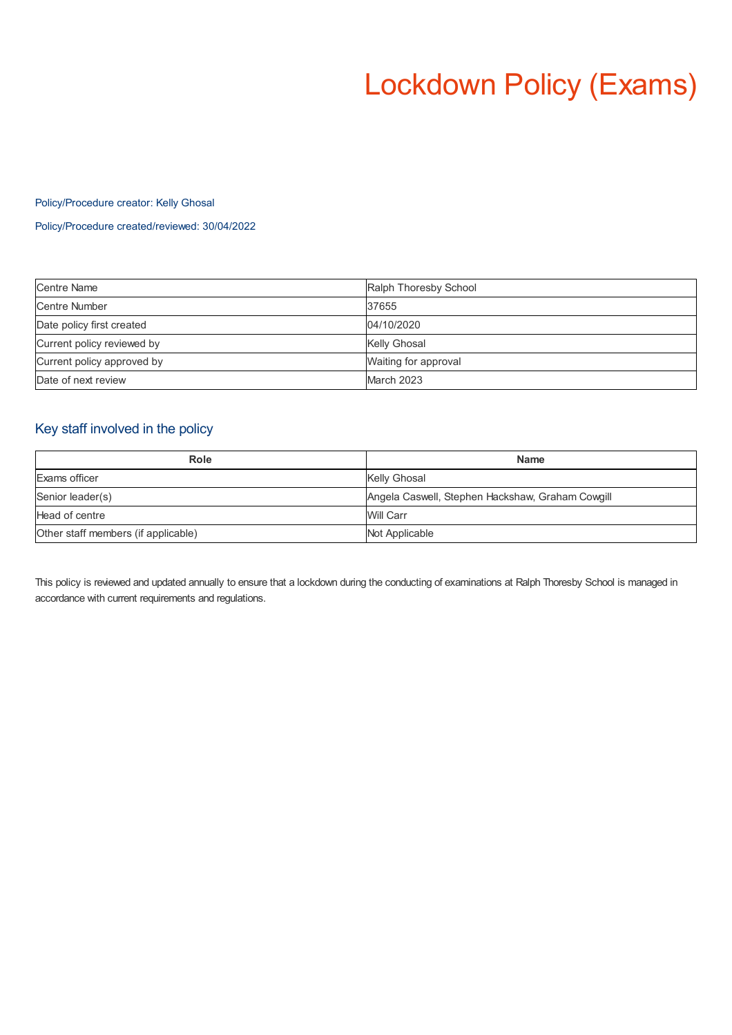# Lockdown Policy (Exams)

Policy/Procedure creator: Kelly Ghosal

Policy/Procedure created/reviewed: 30/04/2022

| | |
|---|---|
| Centre Name | Ralph Thoresby School |
| Centre Number | 37655 |
| Date policy first created | 04/10/2020 |
| Current policy reviewed by | Kelly Ghosal |
| Current policy approved by | Waiting for approval |
| Date of next review | March 2023 |

## Key staff involved in the policy

| Role | Name |
|---|---|
| Exams officer | Kelly Ghosal |
| Senior leader(s) | Angela Caswell, Stephen Hackshaw, Graham Cowgill |
| Head of centre | Will Carr |
| Other staff members (if applicable) | Not Applicable |

This policy is reviewed and updated annually to ensure that a lockdown during the conducting of examinations at Ralph Thoresby School is managed in accordance with current requirements and regulations.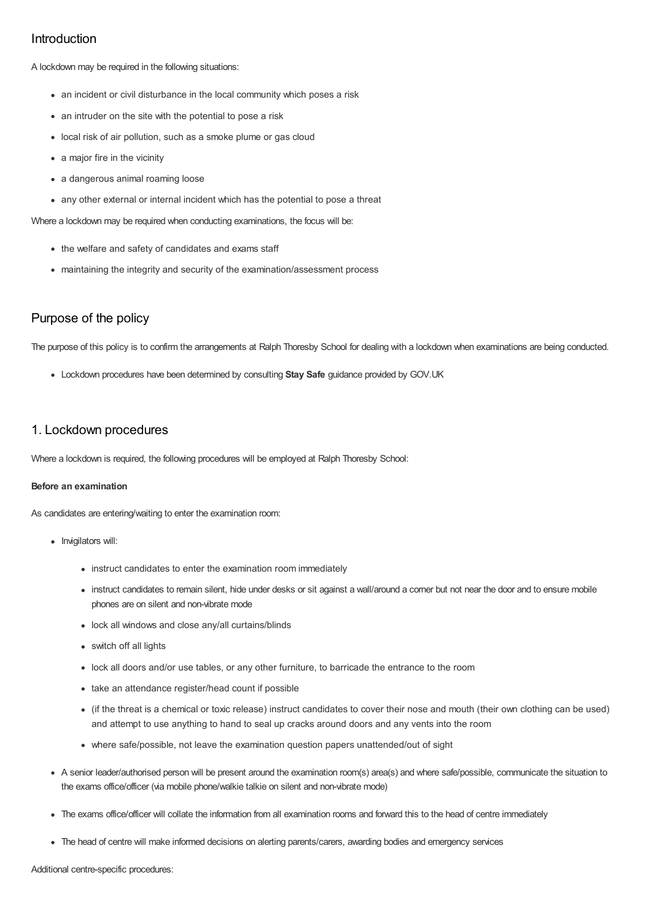## Introduction

A lockdown may be required in the following situations:

- an incident or civil disturbance in the local community which poses a risk
- an intruder on the site with the potential to pose a risk
- local risk of air pollution, such as a smoke plume or gas cloud
- a major fire in the vicinity
- a dangerous animal roaming loose
- any other external or internal incident which has the potential to pose a threat

Where a lockdown may be required when conducting examinations, the focus will be:

- the welfare and safety of candidates and exams staff
- maintaining the integrity and security of the examination/assessment process

## Purpose of the policy

The purpose of this policy is to confirm the arrangements at Ralph Thoresby School for dealing with a lockdown when examinations are being conducted.

- Lockdown procedures have been determined by consulting **Stay Safe** guidance provided by GOV.UK

## 1. Lockdown procedures

Where a lockdown is required, the following procedures will be employed at Ralph Thoresby School:

**Before an examination**

As candidates are entering/waiting to enter the examination room:

- Invigilators will:
  - instruct candidates to enter the examination room immediately
  - instruct candidates to remain silent, hide under desks or sit against a wall/around a corner but not near the door and to ensure mobile phones are on silent and non-vibrate mode
  - lock all windows and close any/all curtains/blinds
  - switch off all lights
  - lock all doors and/or use tables, or any other furniture, to barricade the entrance to the room
  - take an attendance register/head count if possible
  - (if the threat is a chemical or toxic release) instruct candidates to cover their nose and mouth (their own clothing can be used) and attempt to use anything to hand to seal up cracks around doors and any vents into the room
  - where safe/possible, not leave the examination question papers unattended/out of sight
- A senior leader/authorised person will be present around the examination room(s) area(s) and where safe/possible, communicate the situation to the exams office/officer (via mobile phone/walkie talkie on silent and non-vibrate mode)
- The exams office/officer will collate the information from all examination rooms and forward this to the head of centre immediately
- The head of centre will make informed decisions on alerting parents/carers, awarding bodies and emergency services

Additional centre-specific procedures: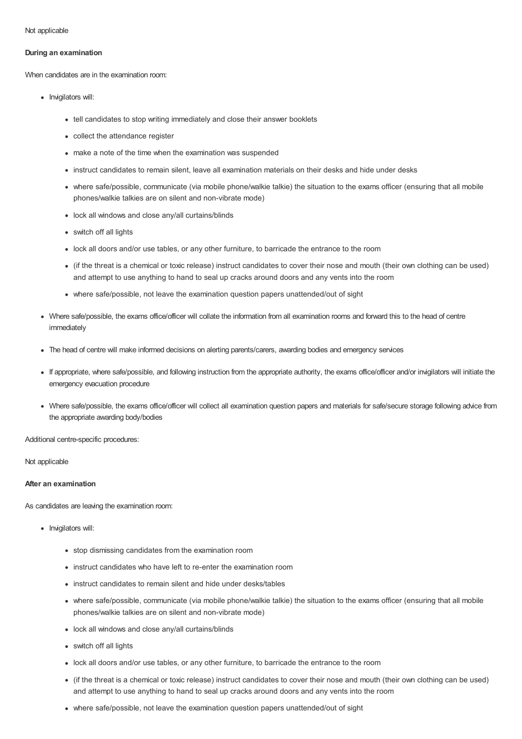Not applicable

**During an examination**

When candidates are in the examination room:

- Invigilators will:
  - tell candidates to stop writing immediately and close their answer booklets
  - collect the attendance register
  - make a note of the time when the examination was suspended
  - instruct candidates to remain silent, leave all examination materials on their desks and hide under desks
  - where safe/possible, communicate (via mobile phone/walkie talkie) the situation to the exams officer (ensuring that all mobile phones/walkie talkies are on silent and non-vibrate mode)
  - lock all windows and close any/all curtains/blinds
  - switch off all lights
  - lock all doors and/or use tables, or any other furniture, to barricade the entrance to the room
  - (if the threat is a chemical or toxic release) instruct candidates to cover their nose and mouth (their own clothing can be used) and attempt to use anything to hand to seal up cracks around doors and any vents into the room
  - where safe/possible, not leave the examination question papers unattended/out of sight
- Where safe/possible, the exams office/officer will collate the information from all examination rooms and forward this to the head of centre immediately
- The head of centre will make informed decisions on alerting parents/carers, awarding bodies and emergency services
- If appropriate, where safe/possible, and following instruction from the appropriate authority, the exams office/officer and/or invigilators will initiate the emergency evacuation procedure
- Where safe/possible, the exams office/officer will collect all examination question papers and materials for safe/secure storage following advice from the appropriate awarding body/bodies

Additional centre-specific procedures:

Not applicable

**After an examination**

As candidates are leaving the examination room:

- Invigilators will:
  - stop dismissing candidates from the examination room
  - instruct candidates who have left to re-enter the examination room
  - instruct candidates to remain silent and hide under desks/tables
  - where safe/possible, communicate (via mobile phone/walkie talkie) the situation to the exams officer (ensuring that all mobile phones/walkie talkies are on silent and non-vibrate mode)
  - lock all windows and close any/all curtains/blinds
  - switch off all lights
  - lock all doors and/or use tables, or any other furniture, to barricade the entrance to the room
  - (if the threat is a chemical or toxic release) instruct candidates to cover their nose and mouth (their own clothing can be used) and attempt to use anything to hand to seal up cracks around doors and any vents into the room
  - where safe/possible, not leave the examination question papers unattended/out of sight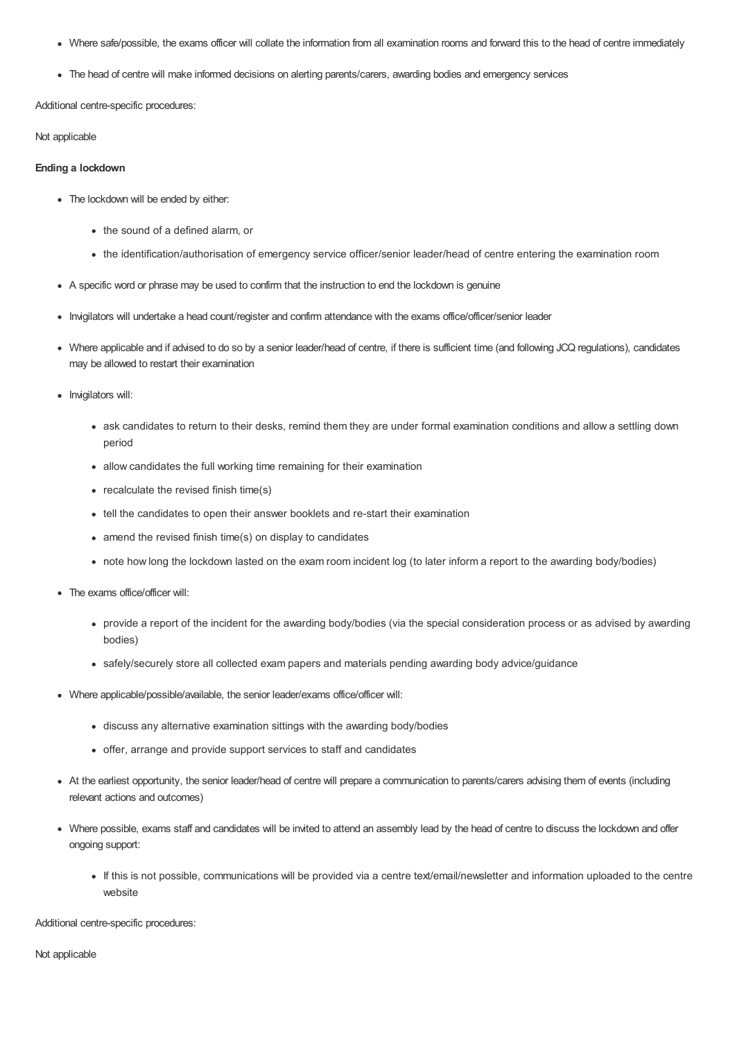- Where safe/possible, the exams officer will collate the information from all examination rooms and forward this to the head of centre immediately
- The head of centre will make informed decisions on alerting parents/carers, awarding bodies and emergency services

Additional centre-specific procedures:

Not applicable

**Ending a lockdown**

- The lockdown will be ended by either:
    - the sound of a defined alarm, or
    - the identification/authorisation of emergency service officer/senior leader/head of centre entering the examination room
- A specific word or phrase may be used to confirm that the instruction to end the lockdown is genuine
- Invigilators will undertake a head count/register and confirm attendance with the exams office/officer/senior leader
- Where applicable and if advised to do so by a senior leader/head of centre, if there is sufficient time (and following JCQ regulations), candidates may be allowed to restart their examination
- Invigilators will:
    - ask candidates to return to their desks, remind them they are under formal examination conditions and allow a settling down period
    - allow candidates the full working time remaining for their examination
    - recalculate the revised finish time(s)
    - tell the candidates to open their answer booklets and re-start their examination
    - amend the revised finish time(s) on display to candidates
    - note how long the lockdown lasted on the exam room incident log (to later inform a report to the awarding body/bodies)
- The exams office/officer will:
    - provide a report of the incident for the awarding body/bodies (via the special consideration process or as advised by awarding bodies)
    - safely/securely store all collected exam papers and materials pending awarding body advice/guidance
- Where applicable/possible/available, the senior leader/exams office/officer will:
    - discuss any alternative examination sittings with the awarding body/bodies
    - offer, arrange and provide support services to staff and candidates
- At the earliest opportunity, the senior leader/head of centre will prepare a communication to parents/carers advising them of events (including relevant actions and outcomes)
- Where possible, exams staff and candidates will be invited to attend an assembly lead by the head of centre to discuss the lockdown and offer ongoing support:
    - If this is not possible, communications will be provided via a centre text/email/newsletter and information uploaded to the centre website

Additional centre-specific procedures:

Not applicable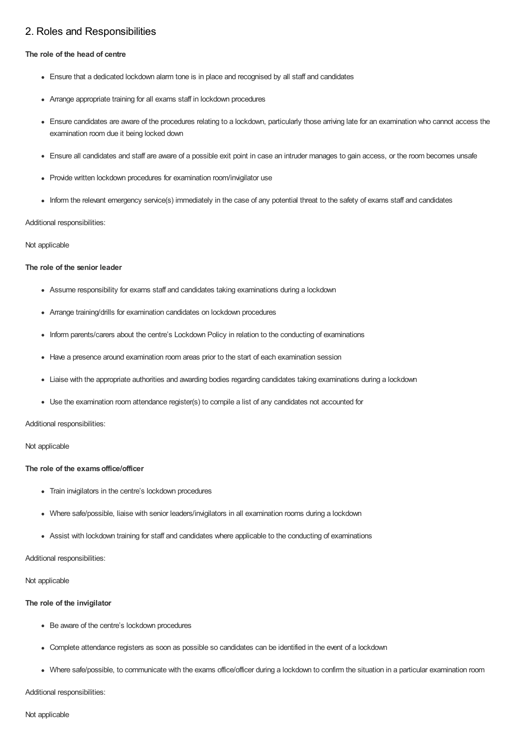## 2. Roles and Responsibilities

**The role of the head of centre**

- Ensure that a dedicated lockdown alarm tone is in place and recognised by all staff and candidates
- Arrange appropriate training for all exams staff in lockdown procedures
- Ensure candidates are aware of the procedures relating to a lockdown, particularly those arriving late for an examination who cannot access the examination room due it being locked down
- Ensure all candidates and staff are aware of a possible exit point in case an intruder manages to gain access, or the room becomes unsafe
- Provide written lockdown procedures for examination room/invigilator use
- Inform the relevant emergency service(s) immediately in the case of any potential threat to the safety of exams staff and candidates

Additional responsibilities:

Not applicable

**The role of the senior leader**

- Assume responsibility for exams staff and candidates taking examinations during a lockdown
- Arrange training/drills for examination candidates on lockdown procedures
- Inform parents/carers about the centre's Lockdown Policy in relation to the conducting of examinations
- Have a presence around examination room areas prior to the start of each examination session
- Liaise with the appropriate authorities and awarding bodies regarding candidates taking examinations during a lockdown
- Use the examination room attendance register(s) to compile a list of any candidates not accounted for

Additional responsibilities:

Not applicable

**The role of the exams office/officer**

- Train invigilators in the centre's lockdown procedures
- Where safe/possible, liaise with senior leaders/invigilators in all examination rooms during a lockdown
- Assist with lockdown training for staff and candidates where applicable to the conducting of examinations

Additional responsibilities:

Not applicable

**The role of the invigilator**

- Be aware of the centre's lockdown procedures
- Complete attendance registers as soon as possible so candidates can be identified in the event of a lockdown
- Where safe/possible, to communicate with the exams office/officer during a lockdown to confirm the situation in a particular examination room

Additional responsibilities:

Not applicable